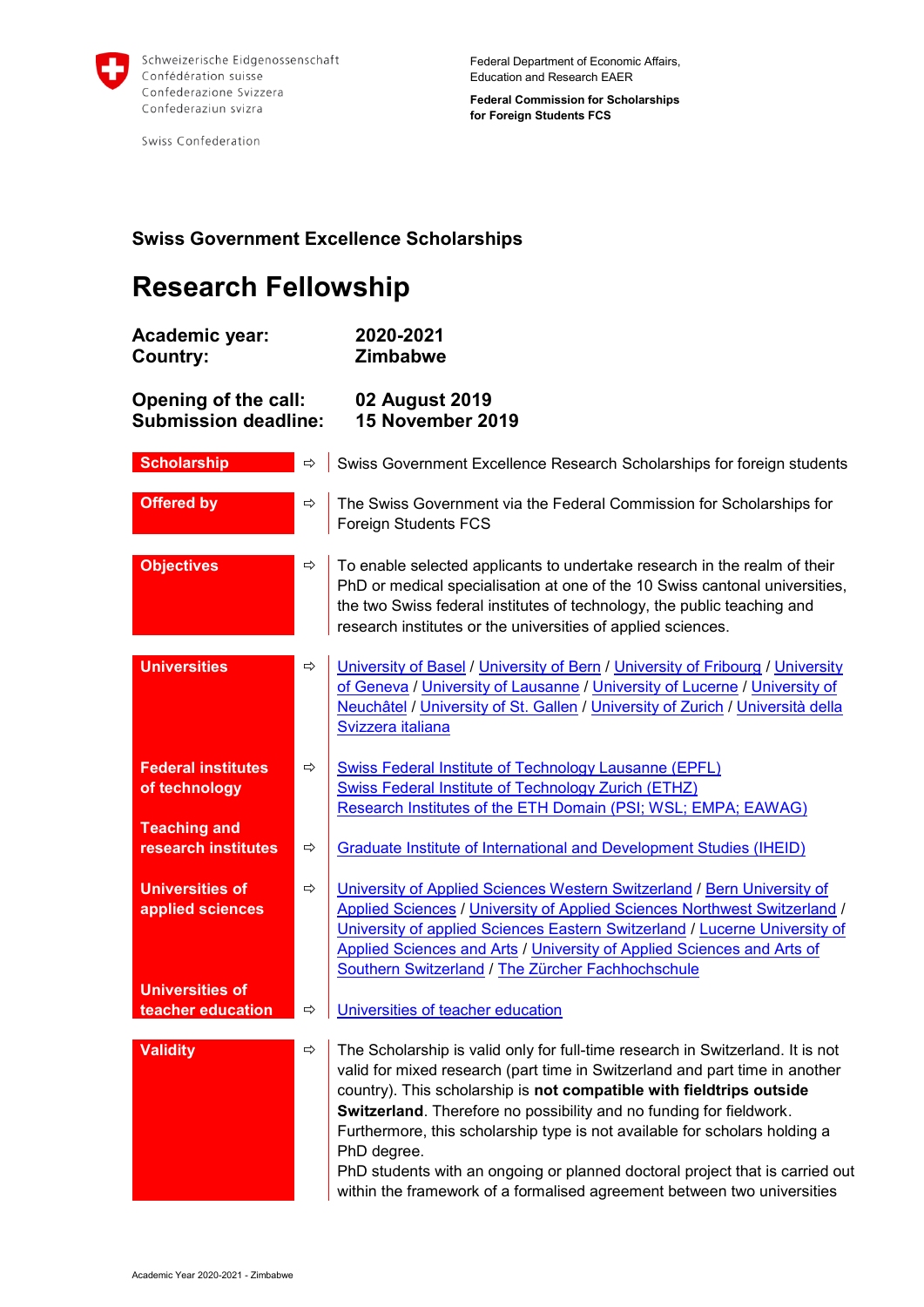Schweizerische Eidgenossenschaft
Confédération suisse
Confederazione Svizzera
Confederaziun svizra

Swiss Confederation

Federal Department of Economic Affairs, Education and Research EAER

**Federal Commission for Scholarships for Foreign Students FCS**

## Swiss Government Excellence Scholarships

# Research Fellowship

**Academic year:** **2020-2021**
**Country:** **Zimbabwe**

**Opening of the call:** **02 August 2019**
**Submission deadline:** **15 November 2019**

| | |
|---|---|
| **Scholarship** | Swiss Government Excellence Research Scholarships for foreign students |
| **Offered by** | The Swiss Government via the Federal Commission for Scholarships for Foreign Students FCS |
| **Objectives** | To enable selected applicants to undertake research in the realm of their PhD or medical specialisation at one of the 10 Swiss cantonal universities, the two Swiss federal institutes of technology, the public teaching and research institutes or the universities of applied sciences. |
| **Universities** | University of Basel / University of Bern / University of Fribourg / University of Geneva / University of Lausanne / University of Lucerne / University of Neuchâtel / University of St. Gallen / University of Zurich / Università della Svizzera italiana |
| **Federal institutes of technology** | Swiss Federal Institute of Technology Lausanne (EPFL)<br>Swiss Federal Institute of Technology Zurich (ETHZ)<br>Research Institutes of the ETH Domain (PSI; WSL; EMPA; EAWAG) |
| **Teaching and research institutes** | Graduate Institute of International and Development Studies (IHEID) |
| **Universities of applied sciences** | University of Applied Sciences Western Switzerland / Bern University of Applied Sciences / University of Applied Sciences Northwest Switzerland / University of applied Sciences Eastern Switzerland / Lucerne University of Applied Sciences and Arts / University of Applied Sciences and Arts of Southern Switzerland / The Zürcher Fachhochschule |
| **Universities of teacher education** | Universities of teacher education |
| **Validity** | The Scholarship is valid only for full-time research in Switzerland. It is not valid for mixed research (part time in Switzerland and part time in another country). This scholarship is **not compatible with fieldtrips outside Switzerland**. Therefore no possibility and no funding for fieldwork. Furthermore, this scholarship type is not available for scholars holding a PhD degree.<br>PhD students with an ongoing or planned doctoral project that is carried out within the framework of a formalised agreement between two universities |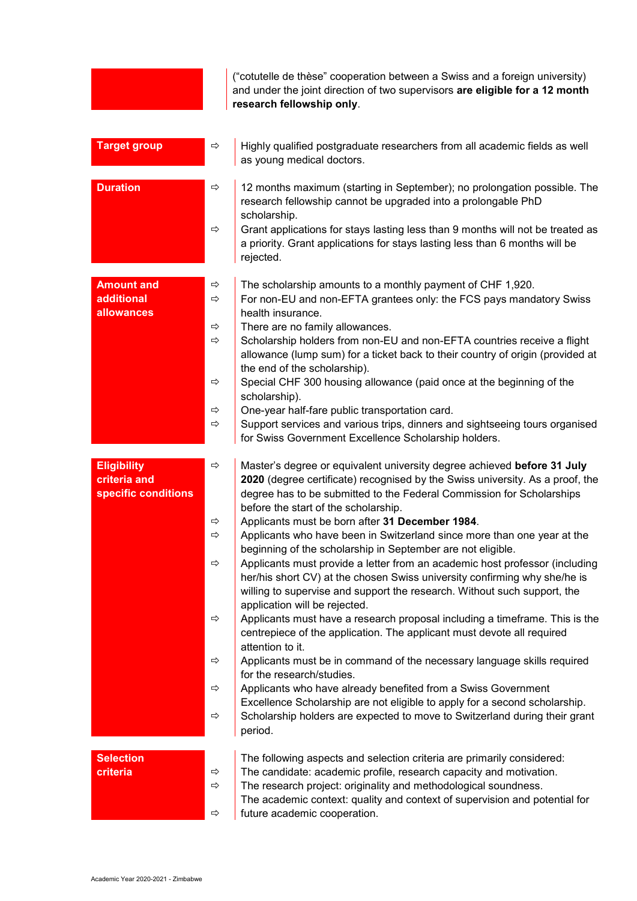("cotutelle de thèse" cooperation between a Swiss and a foreign university) and under the joint direction of two supervisors **are eligible for a 12 month research fellowship only**.

**Target group**

- Highly qualified postgraduate researchers from all academic fields as well as young medical doctors.

**Duration**

- 12 months maximum (starting in September); no prolongation possible. The research fellowship cannot be upgraded into a prolongable PhD scholarship.
- Grant applications for stays lasting less than 9 months will not be treated as a priority. Grant applications for stays lasting less than 6 months will be rejected.

**Amount and additional allowances**

- The scholarship amounts to a monthly payment of CHF 1,920.
- For non-EU and non-EFTA grantees only: the FCS pays mandatory Swiss health insurance.
- There are no family allowances.
- Scholarship holders from non-EU and non-EFTA countries receive a flight allowance (lump sum) for a ticket back to their country of origin (provided at the end of the scholarship).
- Special CHF 300 housing allowance (paid once at the beginning of the scholarship).
- One-year half-fare public transportation card.
- Support services and various trips, dinners and sightseeing tours organised for Swiss Government Excellence Scholarship holders.

**Eligibility criteria and specific conditions**

- Master's degree or equivalent university degree achieved **before 31 July 2020** (degree certificate) recognised by the Swiss university. As a proof, the degree has to be submitted to the Federal Commission for Scholarships before the start of the scholarship.
- Applicants must be born after **31 December 1984**.
- Applicants who have been in Switzerland since more than one year at the beginning of the scholarship in September are not eligible.
- Applicants must provide a letter from an academic host professor (including her/his short CV) at the chosen Swiss university confirming why she/he is willing to supervise and support the research. Without such support, the application will be rejected.
- Applicants must have a research proposal including a timeframe. This is the centrepiece of the application. The applicant must devote all required attention to it.
- Applicants must be in command of the necessary language skills required for the research/studies.
- Applicants who have already benefited from a Swiss Government Excellence Scholarship are not eligible to apply for a second scholarship.
- Scholarship holders are expected to move to Switzerland during their grant period.

**Selection criteria**

The following aspects and selection criteria are primarily considered:

- The candidate: academic profile, research capacity and motivation.
- The research project: originality and methodological soundness.
- The academic context: quality and context of supervision and potential for future academic cooperation.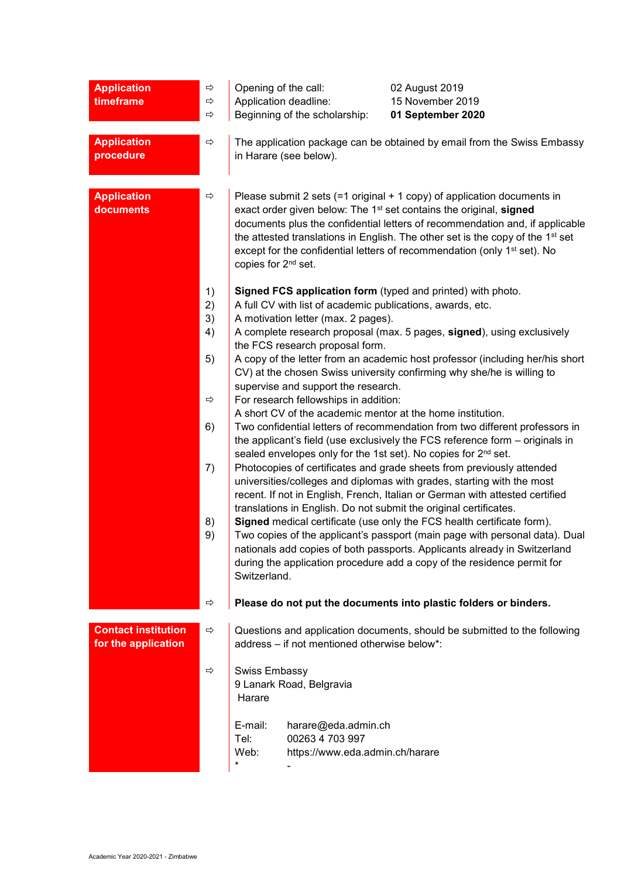## Application timeframe

⇨ Opening of the call: 02 August 2019
⇨ Application deadline: 15 November 2019
⇨ Beginning of the scholarship: **01 September 2020**

## Application procedure

⇨ The application package can be obtained by email from the Swiss Embassy in Harare (see below).

## Application documents

⇨ Please submit 2 sets (=1 original + 1 copy) of application documents in exact order given below: The 1st set contains the original, **signed** documents plus the confidential letters of recommendation and, if applicable the attested translations in English. The other set is the copy of the 1st set except for the confidential letters of recommendation (only 1st set). No copies for 2nd set.

1) **Signed FCS application form** (typed and printed) with photo.
2) A full CV with list of academic publications, awards, etc.
3) A motivation letter (max. 2 pages).
4) A complete research proposal (max. 5 pages, **signed**), using exclusively the FCS research proposal form.
5) A copy of the letter from an academic host professor (including her/his short CV) at the chosen Swiss university confirming why she/he is willing to supervise and support the research.

⇨ For research fellowships in addition:
A short CV of the academic mentor at the home institution.

6) Two confidential letters of recommendation from two different professors in the applicant's field (use exclusively the FCS reference form – originals in sealed envelopes only for the 1st set). No copies for 2nd set.
7) Photocopies of certificates and grade sheets from previously attended universities/colleges and diplomas with grades, starting with the most recent. If not in English, French, Italian or German with attested certified translations in English. Do not submit the original certificates.
8) **Signed** medical certificate (use only the FCS health certificate form).
9) Two copies of the applicant's passport (main page with personal data). Dual nationals add copies of both passports. Applicants already in Switzerland during the application procedure add a copy of the residence permit for Switzerland.

⇨ **Please do not put the documents into plastic folders or binders.**

## Contact institution for the application

⇨ Questions and application documents, should be submitted to the following address – if not mentioned otherwise below*:

⇨ Swiss Embassy
9 Lanark Road, Belgravia
Harare

E-mail: harare@eda.admin.ch
Tel: 00263 4 703 997
Web: https://www.eda.admin.ch/harare
* -